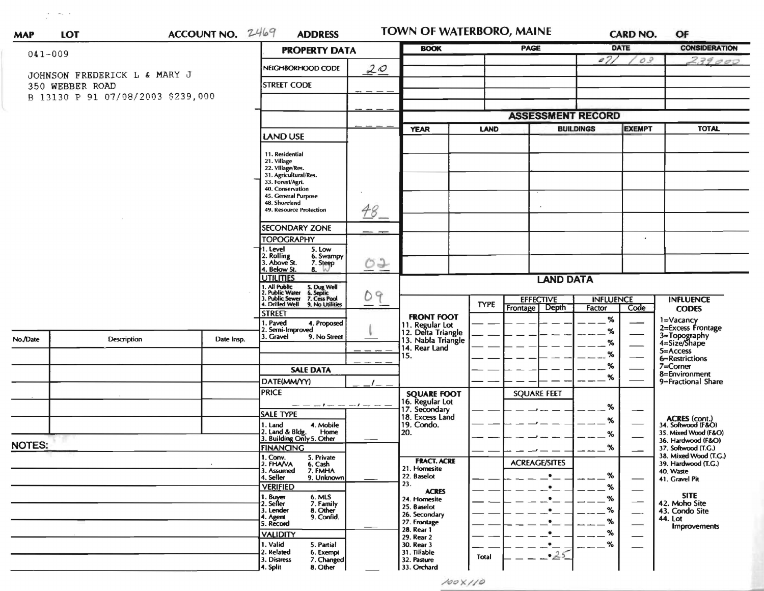MAP | LOT | ACCOUNT NO. 2469 | ADDRESS | TOWN OF WATERBORO, MAINE | CARD NO. | OF

041-009

JOHNSON FREDERICK L & MARY J
350 WEBBER ROAD
B 13130 P 91 07/08/2003 $239,000

## PROPERTY DATA

| | |
|---|---|
| NEIGHBORHOOD CODE | 20 |
| STREET CODE | |

**LAND USE**: 11. Residential, 21. Village, 22. Village/Res., 31. Agricultural/Res., 33. Forest/Agri., 40. Conservation, 45. General Purpose, 48. Shoreland, 49. Resource Protection — **48**

**SECONDARY ZONE**

**TOPOGRAPHY**: 1. Level, 2. Rolling, 3. Above St., 4. Below St., 5. Low, 6. Swampy, 7. Steep, 8. W — **02**

**UTILITIES**: 1. All Public, 2. Public Water, 3. Public Sewer, 4. Drilled Well, 5. Dug Well, 6. Septic, 7. Cess Pool, 9. No Utilities — **09**

**STREET**: 1. Paved, 2. Semi-Improved, 3. Gravel, 4. Proposed, 9. No Street — **1**

## SALE DATA

DATE(MM/YY)

PRICE

SALE TYPE: 1. Land, 2. Land & Bldg., 3. Building Only, 4. Mobile Home, 5. Other

FINANCING: 1. Conv., 2. FHA/VA, 3. Assumed, 4. Seller, 5. Private, 6. Cash, 7. FMHA, 9. Unknown

VERIFIED: 1. Buyer, 2. Seller, 3. Lender, 4. Agent, 5. Record, 6. MLS, 7. Family, 8. Other, 9. Confid.

VALIDITY: 1. Valid, 2. Related, 3. Distress, 4. Split, 5. Partial, 6. Exempt, 7. Changed, 8. Other

| BOOK | PAGE | DATE | CONSIDERATION |
|---|---|---|---|
| | | 07/03 | 239,000 |

## ASSESSMENT RECORD

| YEAR | LAND | BUILDINGS | EXEMPT | TOTAL |
|---|---|---|---|---|
| | | | | |

| No./Date | Description | Date Insp. |
|---|---|---|
| | | |

NOTES:

## LAND DATA

| | TYPE | EFFECTIVE Frontage | EFFECTIVE Depth | INFLUENCE Factor | INFLUENCE Code |
|---|---|---|---|---|---|
| **FRONT FOOT** 11. Regular Lot, 12. Delta Triangle, 13. Nabla Triangle, 14. Rear Land, 15. | | | | % | |
| **SQUARE FOOT** 16. Regular Lot, 17. Secondary, 18. Excess Land, 19. Condo., 20. | | SQUARE FEET | | % | |
| **FRACT. ACRE** 21. Homesite, 22. Baselot, 23. **ACRES** 24. Homesite, 25. Baselot, 26. Secondary, 27. Frontage, 28. Rear 1, 29. Rear 2, 30. Rear 3, 31. Tillable, 32. Pasture, 33. Orchard | | ACREAGE/SITES | | % | |
| | Total | .25 | | | |

**INFLUENCE CODES**: 1=Vacancy, 2=Excess Frontage, 3=Topography, 4=Size/Shape, 5=Access, 6=Restrictions, 7=Corner, 8=Environment, 9=Fractional Share

**ACRES (cont.)**: 34. Softwood (F&O), 35. Mixed Wood (F&O), 36. Hardwood (F&O), 37. Softwood (T.G.), 38. Mixed Wood (T.G.), 39. Hardwood (T.G.), 40. Waste, 41. Gravel Pit

**SITE**: 42. Moho Site, 43. Condo Site, 44. Lot Improvements

100x110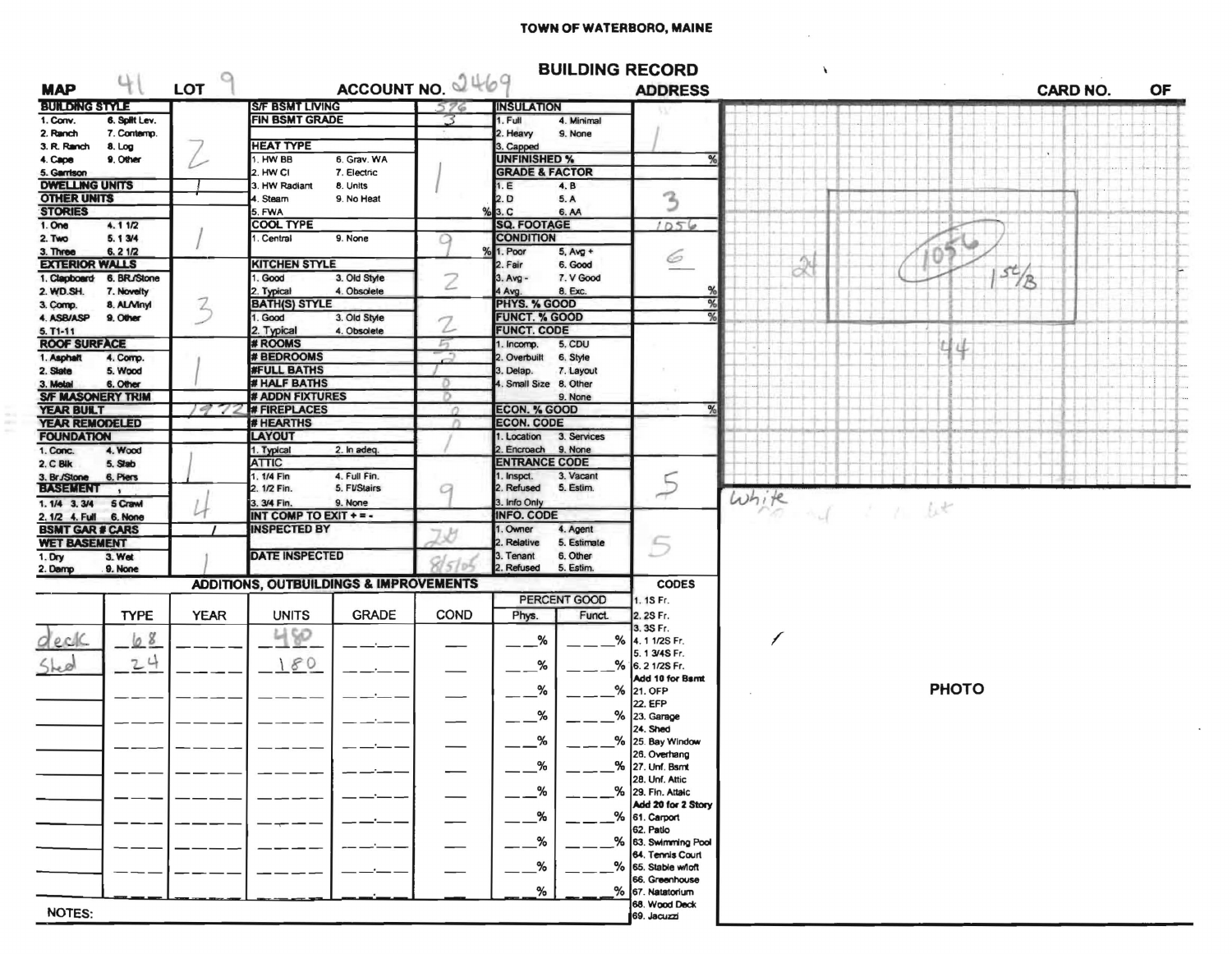**TOWN OF WATERBORO, MAINE**

## BUILDING RECORD

**MAP** 41 **LOT** 9 **ACCOUNT NO.** 2469 **ADDRESS** **CARD NO.** **OF**

| | | | | | |
|---|---|---|---|---|---|
| **BUILDING STYLE** 1. Conv. 6. Split Lev. 2. Ranch 7. Contemp. 3. R. Ranch 8. Log 4. Cape 9. Other 5. Garrison | 2 | **S/F BSMT LIVING** | 576 | **INSULATION** 1. Full 4. Minimal 2. Heavy 9. None 3. Capped | 1 |
| **DWELLING UNITS** | 1 | **FIN BSMT GRADE** | 3 | | |
| **OTHER UNITS** | | **HEAT TYPE** 1. HW BB 6. Grav. WA 2. HW CI 7. Electric 3. HW Radiant 8. Units 4. Steam 9. No Heat 5. FWA | 1 % | **UNFINISHED %** | % |
| **STORIES** 1. One 4. 1 1/2 2. Two 5. 1 3/4 3. Three 6. 2 1/2 | 1 | **COOL TYPE** 1. Central 9. None | 9 % | **GRADE & FACTOR** 1. E 4. B 2. D 5. A 3. C 6. AA | 3 |
| | | | | **SQ. FOOTAGE** | 1056 |
| **EXTERIOR WALLS** 1. Clapboard 6. BR/Stone 2. WD.SH. 7. Novelty 3. Comp. 8. AL/Vinyl 4. ASB/ASP 9. Other 5. T1-11 | 3 | **KITCHEN STYLE** 1. Good 3. Old Style 2. Typical 4. Obsolete | 2 | **CONDITION** 1. Poor 5. Avg + 2. Fair 6. Good 3. Avg - 7. V Good 4 Avg. 8. Exc. | 6 |
| | | **BATH(S) STYLE** 1. Good 3. Old Style 2. Typical 4. Obsolete | 2 | **PHYS. % GOOD** | % |
| | | | | **FUNCT. % GOOD** | % |
| **ROOF SURFACE** 1. Asphalt 4. Comp. 2. Slate 5. Wood 3. Metal 6. Other | 1 | **# ROOMS** | 5 | **FUNCT. CODE** 1. Incomp. 5. CDU 2. Overbuilt 6. Style 3. Delap. 7. Layout 4. Small Size 8. Other 9. None | |
| | | **# BEDROOMS** | 2 | | |
| | | **#FULL BATHS** | 1 | | |
| | | **# HALF BATHS** | 0 | | |
| **S/F MASONERY TRIM** | | **# ADDN FIXTURES** | 0 | | |
| **YEAR BUILT** | 1972 | **# FIREPLACES** | 0 | **ECON. % GOOD** | % |
| **YEAR REMODELED** | | **# HEARTHS** | 0 | **ECON. CODE** 1. Location 3. Services 2. Encroach 9. None | |
| **FOUNDATION** 1. Conc. 4. Wood 2. C Blk 5. Slab 3. Br./Stone 6. Piers | 1 | **LAYOUT** 1. Typical 2. In adeq. | 1 | | |
| **BASEMENT** 1. 1/4 3. 3/4 5 Crawl 2. 1/2 4. Full 6. None | 4 | **ATTIC** 1. 1/4 Fin 4. Full Fin. 2. 1/2 Fin. 5. Fl/Stairs 3. 3/4 Fin. 9. None | 9 | **ENTRANCE CODE** 1. Inspct. 3. Vacant 2. Refused 5. Estim. 3. Info Only | 5 |
| **BSMT GAR # CARS** | 1 | **INT COMP TO EXIT + = -** | | **INFO. CODE** 1. Owner 4. Agent 2. Relative 5. Estimate 3. Tenant 6. Other 3. Refused 5. Estim. | 5 |
| **WET BASEMENT** 1. Dry 3. Wet 2. Damp 9. None | 1 | **INSPECTED BY** | ZD | | |
| | | **DATE INSPECTED** | 8/5/05 | | |

24
1056
$1^{st}/B$
44

White

### ADDITIONS, OUTBUILDINGS & IMPROVEMENTS

| | TYPE | YEAR | UNITS | GRADE | COND | PERCENT GOOD Phys. | PERCENT GOOD Funct. |
|---|---|---|---|---|---|---|---|
| deck | 68 | | 480 | | | % | % |
| Shed | 24 | | 180 | | | % | % |
| | | | | | | % | % |
| | | | | | | % | % |
| | | | | | | % | % |
| | | | | | | % | % |
| | | | | | | % | % |
| | | | | | | % | % |
| | | | | | | % | % |
| | | | | | | % | % |
| | | | | | | % | % |

**CODES**
1. 1S Fr.
2. 2S Fr.
3. 3S Fr.
4. 1 1/2S Fr.
5. 1 3/4S Fr.
6. 2 1/2S Fr.
**Add 10 for Bsmt**
21. OFP
22. EFP
23. Garage
24. Shed
25. Bay Window
26. Overhang
27. Unf. Bsmt
28. Unf. Attic
29. Fin. Attaic
**Add 20 for 2 Story**
61. Carport
62. Patio
63. Swimming Pool
64. Tennis Court
65. Stable w/loft
66. Greenhouse
67. Natatorium
68. Wood Deck
69. Jacuzzi

**PHOTO**

NOTES: